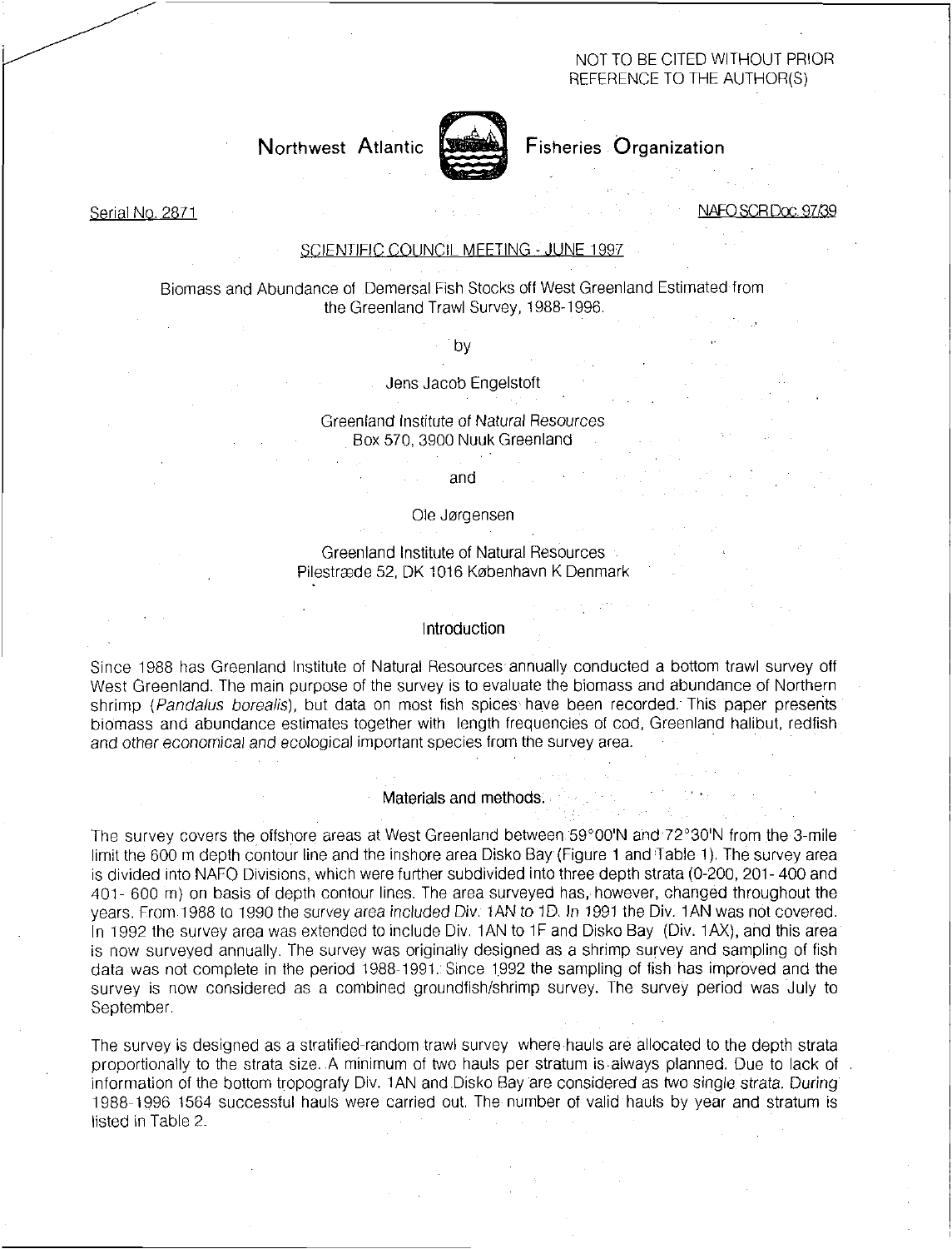NOT TO BE CITED WITHOUT PRIOR REFERENCE TO THE AUTHOR(S)

**Northwest Atlantic Fisheries Organization**

Serial No. 2871

NAFO SCR Doc. 97/39

SCIENTIFIC COUNCIL MEETING - JUNE 1997

# Biomass and Abundance of Demersal Fish Stocks off West Greenland Estimated from the Greenland Trawl Survey, 1988-1996.

by

Jens Jacob Engelstoft

Greenland Institute of Natural Resources
Box 570, 3900 Nuuk Greenland

and

Ole Jørgensen

Greenland Institute of Natural Resources
Pilestræde 52, DK 1016 København K Denmark

## Introduction

Since 1988 has Greenland Institute of Natural Resources annually conducted a bottom trawl survey off West Greenland. The main purpose of the survey is to evaluate the biomass and abundance of Northern shrimp (*Pandalus borealis*), but data on most fish spices have been recorded. This paper presents biomass and abundance estimates together with length frequencies of cod, Greenland halibut, redfish and other economical and ecological important species from the survey area.

## Materials and methods.

The survey covers the offshore areas at West Greenland between 59°00'N and 72°30'N from the 3-mile limit the 600 m depth contour line and the inshore area Disko Bay (Figure 1 and Table 1). The survey area is divided into NAFO Divisions, which were further subdivided into three depth strata (0-200, 201- 400 and 401- 600 m) on basis of depth contour lines. The area surveyed has, however, changed throughout the years. From 1988 to 1990 the survey area included Div. 1AN to 1D. In 1991 the Div. 1AN was not covered. In 1992 the survey area was extended to include Div. 1AN to 1F and Disko Bay (Div. 1AX), and this area is now surveyed annually. The survey was originally designed as a shrimp survey and sampling of fish data was not complete in the period 1988-1991. Since 1992 the sampling of fish has improved and the survey is now considered as a combined groundfish/shrimp survey. The survey period was July to September.

The survey is designed as a stratified-random trawl survey where hauls are allocated to the depth strata proportionally to the strata size. A minimum of two hauls per stratum is always planned. Due to lack of information of the bottom tropografy Div. 1AN and Disko Bay are considered as two single strata. During 1988-1996 1564 successful hauls were carried out. The number of valid hauls by year and stratum is listed in Table 2.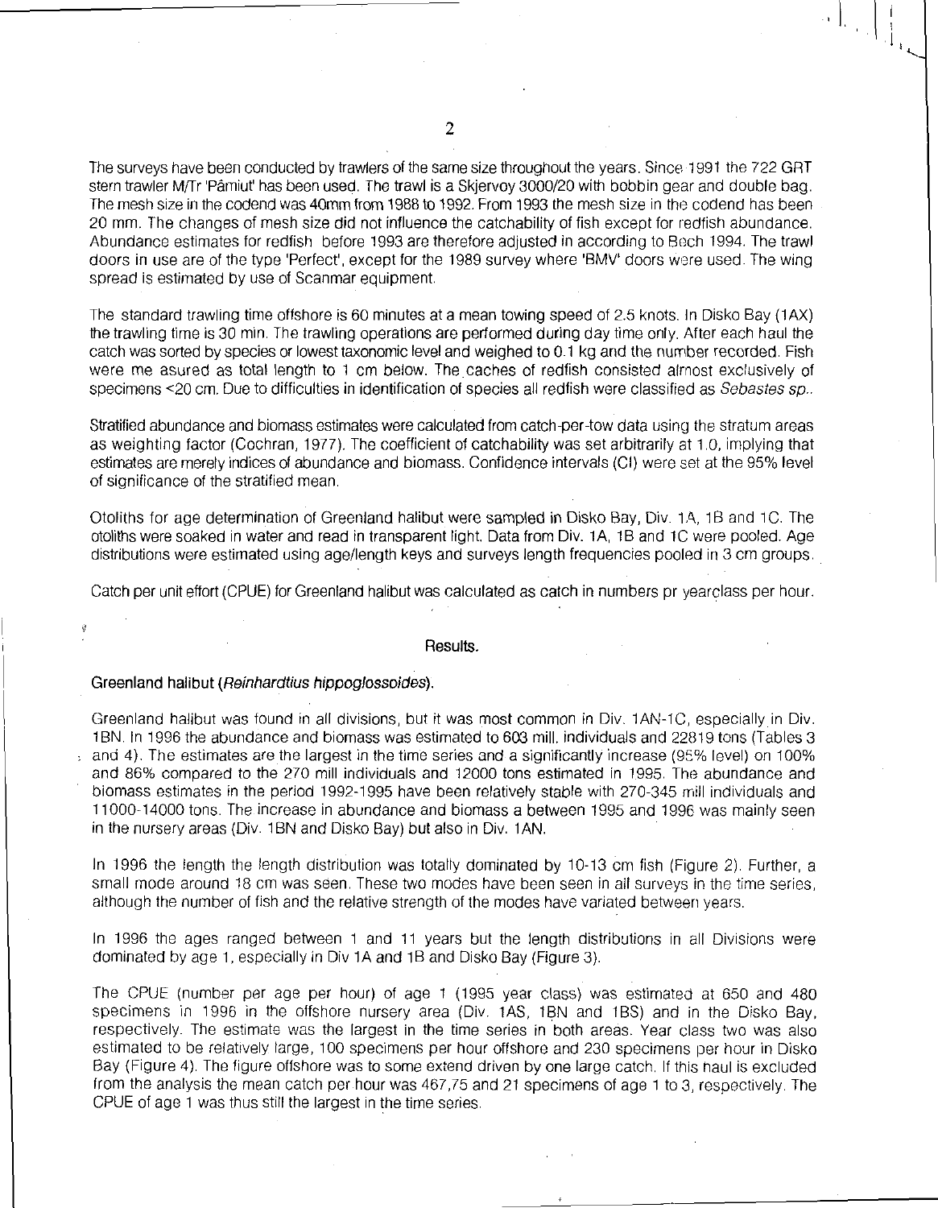The surveys have been conducted by trawlers of the same size throughout the years. Since 1991 the 722 GRT stern trawler M/Tr 'Pâmiut' has been used. The trawl is a Skjervoy 3000/20 with bobbin gear and double bag. The mesh size in the codend was 40mm from 1988 to 1992. From 1993 the mesh size in the codend has been 20 mm. The changes of mesh size did not influence the catchability of fish except for redfish abundance. Abundance estimates for redfish before 1993 are therefore adjusted in according to Bech 1994. The trawl doors in use are of the type 'Perfect', except for the 1989 survey where 'BMV' doors were used. The wing spread is estimated by use of Scanmar equipment.

The standard trawling time offshore is 60 minutes at a mean towing speed of 2.5 knots. In Disko Bay (1AX) the trawling time is 30 min. The trawling operations are performed during day time only. After each haul the catch was sorted by species or lowest taxonomic level and weighed to 0.1 kg and the number recorded. Fish were me asured as total length to 1 cm below. The caches of redfish consisted almost exclusively of specimens <20 cm. Due to difficulties in identification of species all redfish were classified as *Sebastes sp.*.

Stratified abundance and biomass estimates were calculated from catch-per-tow data using the stratum areas as weighting factor (Cochran, 1977). The coefficient of catchability was set arbitrarily at 1.0, implying that estimates are merely indices of abundance and biomass. Confidence intervals (CI) were set at the 95% level of significance of the stratified mean.

Otoliths for age determination of Greenland halibut were sampled in Disko Bay, Div. 1A, 1B and 1C. The otoliths were soaked in water and read in transparent light. Data from Div. 1A, 1B and 1C were pooled. Age distributions were estimated using age/length keys and surveys length frequencies pooled in 3 cm groups.

Catch per unit effort (CPUE) for Greenland halibut was calculated as catch in numbers pr yearclass per hour.

## Results.

### Greenland halibut (*Reinhardtius hippoglossoides*).

Greenland halibut was found in all divisions, but it was most common in Div. 1AN-1C, especially in Div. 1BN. In 1996 the abundance and biomass was estimated to 603 mill. individuals and 22819 tons (Tables 3 and 4). The estimates are the largest in the time series and a significantly increase (95% level) on 100% and 86% compared to the 270 mill individuals and 12000 tons estimated in 1995. The abundance and biomass estimates in the period 1992-1995 have been relatively stable with 270-345 mill individuals and 11000-14000 tons. The increase in abundance and biomass a between 1995 and 1996 was mainly seen in the nursery areas (Div. 1BN and Disko Bay) but also in Div. 1AN.

In 1996 the length the length distribution was totally dominated by 10-13 cm fish (Figure 2). Further, a small mode around 18 cm was seen. These two modes have been seen in all surveys in the time series, although the number of fish and the relative strength of the modes have variated between years.

In 1996 the ages ranged between 1 and 11 years but the length distributions in all Divisions were dominated by age 1, especially in Div 1A and 1B and Disko Bay (Figure 3).

The CPUE (number per age per hour) of age 1 (1995 year class) was estimated at 650 and 480 specimens in 1996 in the offshore nursery area (Div. 1AS, 1BN and 1BS) and in the Disko Bay, respectively. The estimate was the largest in the time series in both areas. Year class two was also estimated to be relatively large, 100 specimens per hour offshore and 230 specimens per hour in Disko Bay (Figure 4). The figure offshore was to some extend driven by one large catch. If this haul is excluded from the analysis the mean catch per hour was 467,75 and 21 specimens of age 1 to 3, respectively. The CPUE of age 1 was thus still the largest in the time series.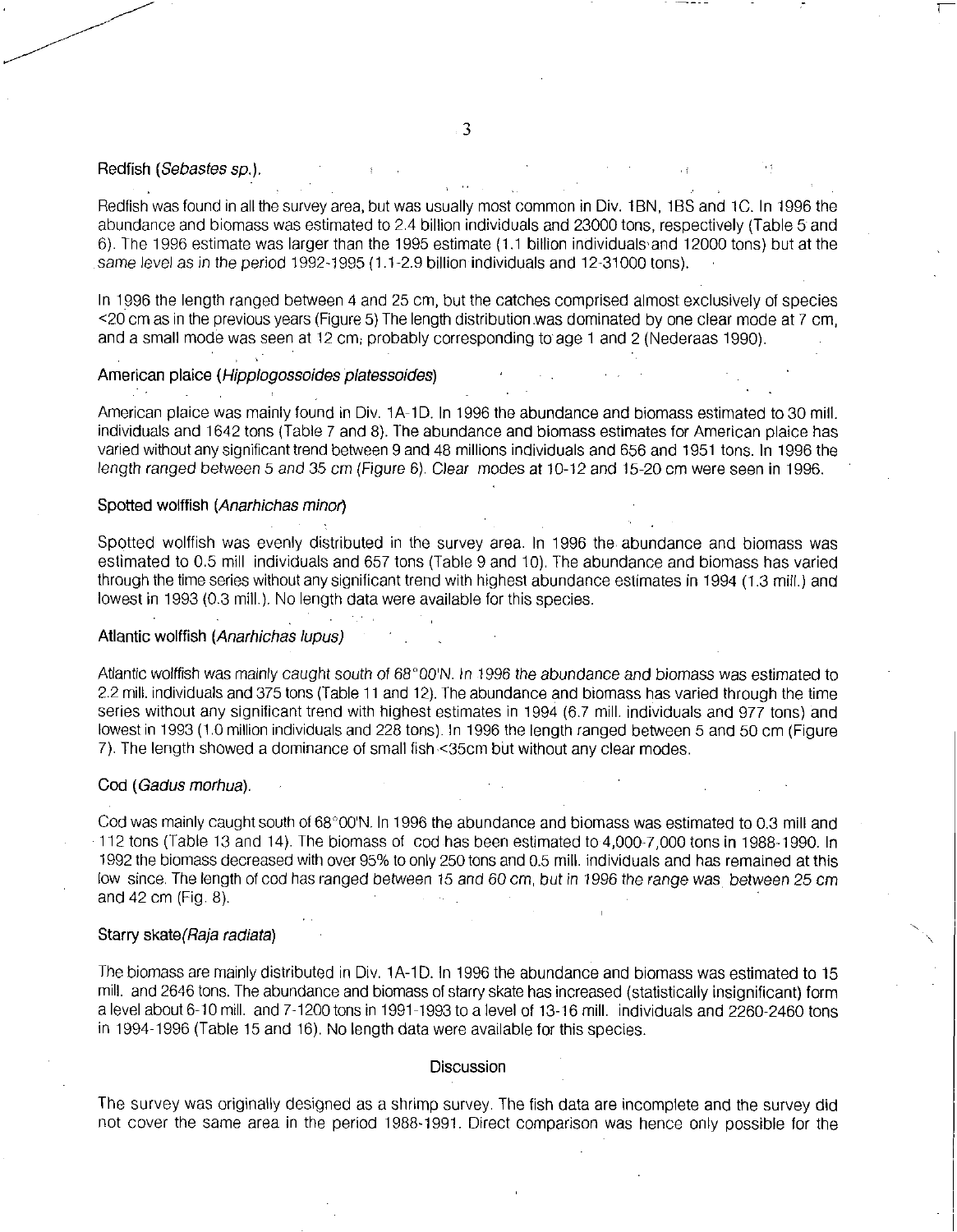### Redfish (*Sebastes sp.*).

Redfish was found in all the survey area, but was usually most common in Div. 1BN, 1BS and 1C. In 1996 the abundance and biomass was estimated to 2.4 billion individuals and 23000 tons, respectively (Table 5 and 6). The 1996 estimate was larger than the 1995 estimate (1.1 billion individuals and 12000 tons) but at the same level as in the period 1992-1995 (1.1-2.9 billion individuals and 12-31000 tons).

In 1996 the length ranged between 4 and 25 cm, but the catches comprised almost exclusively of species <20 cm as in the previous years (Figure 5) The length distribution was dominated by one clear mode at 7 cm, and a small mode was seen at 12 cm, probably corresponding to age 1 and 2 (Nederaas 1990).

### American plaice (*Hipplogossoides platessoides*)

American plaice was mainly found in Div. 1A-1D. In 1996 the abundance and biomass estimated to 30 mill. individuals and 1642 tons (Table 7 and 8). The abundance and biomass estimates for American plaice has varied without any significant trend between 9 and 48 millions individuals and 656 and 1951 tons. In 1996 the length ranged between 5 and 35 cm (Figure 6). Clear modes at 10-12 and 15-20 cm were seen in 1996.

### Spotted wolffish (*Anarhichas minor*)

Spotted wolffish was evenly distributed in the survey area. In 1996 the abundance and biomass was estimated to 0.5 mill individuals and 657 tons (Table 9 and 10). The abundance and biomass has varied through the time series without any significant trend with highest abundance estimates in 1994 (1.3 mill.) and lowest in 1993 (0.3 mill.). No length data were available for this species.

### Atlantic wolffish (*Anarhichas lupus*)

Atlantic wolffish was mainly caught south of 68°00'N. In 1996 the abundance and biomass was estimated to 2.2 mill. individuals and 375 tons (Table 11 and 12). The abundance and biomass has varied through the time series without any significant trend with highest estimates in 1994 (6.7 mill. individuals and 977 tons) and lowest in 1993 (1.0 million individuals and 228 tons). In 1996 the length ranged between 5 and 50 cm (Figure 7). The length showed a dominance of small fish <35cm but without any clear modes.

### Cod (*Gadus morhua*).

Cod was mainly caught south of 68°00'N. In 1996 the abundance and biomass was estimated to 0.3 mill and 112 tons (Table 13 and 14). The biomass of cod has been estimated to 4,000-7,000 tons in 1988-1990. In 1992 the biomass decreased with over 95% to only 250 tons and 0.5 mill. individuals and has remained at this low since. The length of cod has ranged between 15 and 60 cm, but in 1996 the range was between 25 cm and 42 cm (Fig. 8).

### Starry skate(*Raja radiata*)

The biomass are mainly distributed in Div. 1A-1D. In 1996 the abundance and biomass was estimated to 15 mill. and 2646 tons. The abundance and biomass of starry skate has increased (statistically insignificant) form a level about 6-10 mill. and 7-1200 tons in 1991-1993 to a level of 13-16 mill. individuals and 2260-2460 tons in 1994-1996 (Table 15 and 16). No length data were available for this species.

## Discussion

The survey was originally designed as a shrimp survey. The fish data are incomplete and the survey did not cover the same area in the period 1988-1991. Direct comparison was hence only possible for the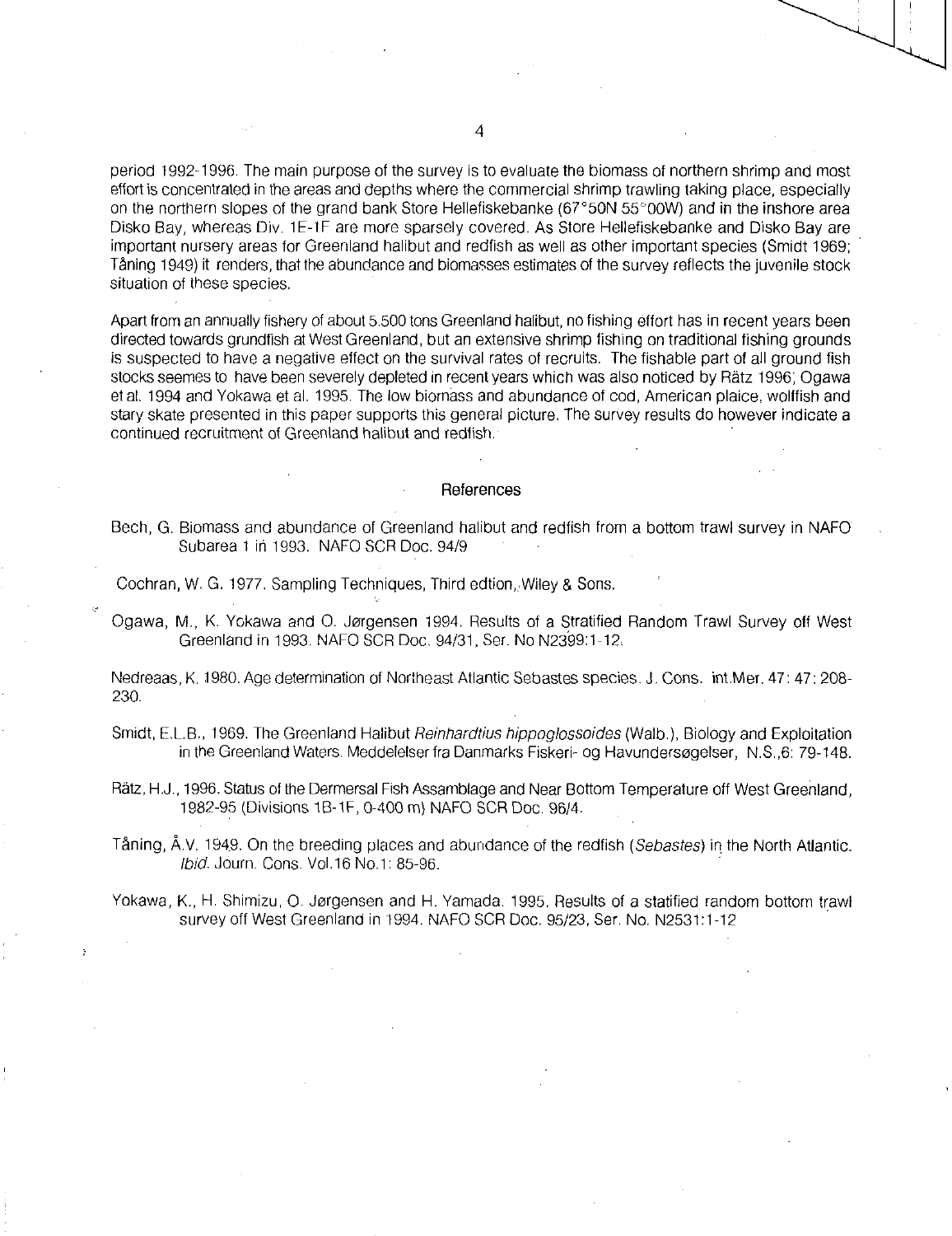period 1992-1996. The main purpose of the survey is to evaluate the biomass of northern shrimp and most effort is concentrated in the areas and depths where the commercial shrimp trawling taking place, especially on the northern slopes of the grand bank Store Hellefiskebanke (67°50N 55°00W) and in the inshore area Disko Bay, whereas Div. 1E-1F are more sparsely covered. As Store Hellefiskebanke and Disko Bay are important nursery areas for Greenland halibut and redfish as well as other important species (Smidt 1969; Tåning 1949) it renders, that the abundance and biomasses estimates of the survey reflects the juvenile stock situation of these species.

Apart from an annually fishery of about 5.500 tons Greenland halibut, no fishing effort has in recent years been directed towards grundfish at West Greenland, but an extensive shrimp fishing on traditional fishing grounds is suspected to have a negative effect on the survival rates of recruits. The fishable part of all ground fish stocks seemes to have been severely depleted in recent years which was also noticed by Rätz 1996; Ogawa et al. 1994 and Yokawa et al. 1995. The low biomass and abundance of cod, American plaice, wolffish and stary skate presented in this paper supports this general picture. The survey results do however indicate a continued recruitment of Greenland halibut and redfish.

## References

Bech, G. Biomass and abundance of Greenland halibut and redfish from a bottom trawl survey in NAFO Subarea 1 in 1993. NAFO SCR Doc. 94/9

Cochran, W. G. 1977. Sampling Techniques, Third edtion, Wiley & Sons.

Ogawa, M., K. Yokawa and O. Jørgensen 1994. Results of a Stratified Random Trawl Survey off West Greenland in 1993. NAFO SCR Doc. 94/31, Ser. No N2399:1-12.

Nedreaas, K. 1980. Age determination of Northeast Atlantic Sebastes species. J. Cons. int.Mer. 47: 47: 208-230.

Smidt, E.L.B., 1969. The Greenland Halibut *Reinhardtius hippoglossoides* (Walb.), Biology and Exploitation in the Greenland Waters. Meddelelser fra Danmarks Fiskeri- og Havundersøgelser, N.S.,6: 79-148.

Rätz, H.J., 1996. Status of the Dermersal Fish Assamblage and Near Bottom Temperature off West Greenland, 1982-95 (Divisions 1B-1F, 0-400 m) NAFO SCR Doc. 96/4.

Tåning, Å.V. 1949. On the breeding places and abundance of the redfish (*Sebastes*) in the North Atlantic. *Ibid.* Journ. Cons. Vol.16 No.1: 85-96.

Yokawa, K., H. Shimizu, O. Jørgensen and H. Yamada. 1995. Results of a statified random bottom trawl survey off West Greenland in 1994. NAFO SCR Doc. 95/23, Ser. No. N2531:1-12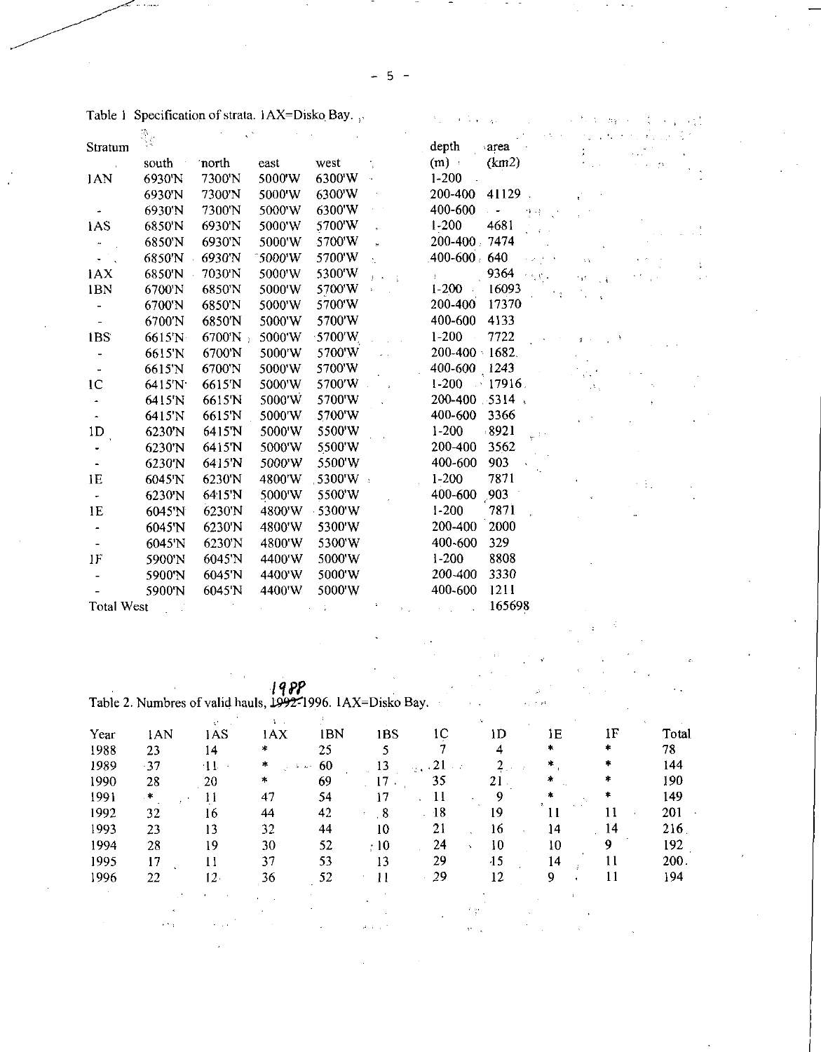Table 1 Specification of strata. 1AX=Disko Bay.

| Stratum | south | north | east | west | depth (m) | area (km2) |
|---|---|---|---|---|---|---|
| 1AN | 6930'N | 7300'N | 5000'W | 6300'W | 1-200 | |
| | 6930'N | 7300'N | 5000'W | 6300'W | 200-400 | 41129 |
| - | 6930'N | 7300'N | 5000'W | 6300'W | 400-600 | - |
| 1AS | 6850'N | 6930'N | 5000'W | 5700'W | 1-200 | 4681 |
| - | 6850'N | 6930'N | 5000'W | 5700'W | 200-400 | 7474 |
| - | 6850'N | 6930'N | 5000'W | 5700'W | 400-600 | 640 |
| 1AX | 6850'N | 7030'N | 5000'W | 5300'W | | 9364 |
| 1BN | 6700'N | 6850'N | 5000'W | 5700'W | 1-200 | 16093 |
| - | 6700'N | 6850'N | 5000'W | 5700'W | 200-400 | 17370 |
| - | 6700'N | 6850'N | 5000'W | 5700'W | 400-600 | 4133 |
| 1BS | 6615'N | 6700'N | 5000'W | 5700'W | 1-200 | 7722 |
| - | 6615'N | 6700'N | 5000'W | 5700'W | 200-400 | 1682 |
| - | 6615'N | 6700'N | 5000'W | 5700'W | 400-600 | 1243 |
| 1C | 6415'N | 6615'N | 5000'W | 5700'W | 1-200 | 17916 |
| - | 6415'N | 6615'N | 5000'W | 5700'W | 200-400 | 5314 |
| - | 6415'N | 6615'N | 5000'W | 5700'W | 400-600 | 3366 |
| 1D | 6230'N | 6415'N | 5000'W | 5500'W | 1-200 | 8921 |
| - | 6230'N | 6415'N | 5000'W | 5500'W | 200-400 | 3562 |
| - | 6230'N | 6415'N | 5000'W | 5500'W | 400-600 | 903 |
| 1E | 6045'N | 6230'N | 4800'W | 5300'W | 1-200 | 7871 |
| - | 6230'N | 6415'N | 5000'W | 5500'W | 400-600 | 903 |
| 1E | 6045'N | 6230'N | 4800'W | 5300'W | 1-200 | 7871 |
| - | 6045'N | 6230'N | 4800'W | 5300'W | 200-400 | 2000 |
| - | 6045'N | 6230'N | 4800'W | 5300'W | 400-600 | 329 |
| 1F | 5900'N | 6045'N | 4400'W | 5000'W | 1-200 | 8808 |
| - | 5900'N | 6045'N | 4400'W | 5000'W | 200-400 | 3330 |
| - | 5900'N | 6045'N | 4400'W | 5000'W | 400-600 | 1211 |
| Total West | | | | | | 165698 |

Table 2. Numbres of valid hauls, ~~1992~~ 1988-1996. 1AX=Disko Bay.

| Year | 1AN | 1AS | 1AX | 1BN | 1BS | 1C | 1D | 1E | 1F | Total |
|---|---|---|---|---|---|---|---|---|---|---|
| 1988 | 23 | 14 | * | 25 | 5 | 7 | 4 | * | * | 78 |
| 1989 | 37 | 11 | * | 60 | 13 | 21 | 2 | * | * | 144 |
| 1990 | 28 | 20 | * | 69 | 17 | 35 | 21 | * | * | 190 |
| 1991 | * | 11 | 47 | 54 | 17 | 11 | 9 | * | * | 149 |
| 1992 | 32 | 16 | 44 | 42 | 8 | 18 | 19 | 11 | 11 | 201 |
| 1993 | 23 | 13 | 32 | 44 | 10 | 21 | 16 | 14 | 14 | 216 |
| 1994 | 28 | 19 | 30 | 52 | 10 | 24 | 10 | 10 | 9 | 192 |
| 1995 | 17 | 11 | 37 | 53 | 13 | 29 | 15 | 14 | 11 | 200 |
| 1996 | 22 | 12 | 36 | 52 | 11 | 29 | 12 | 9 | 11 | 194 |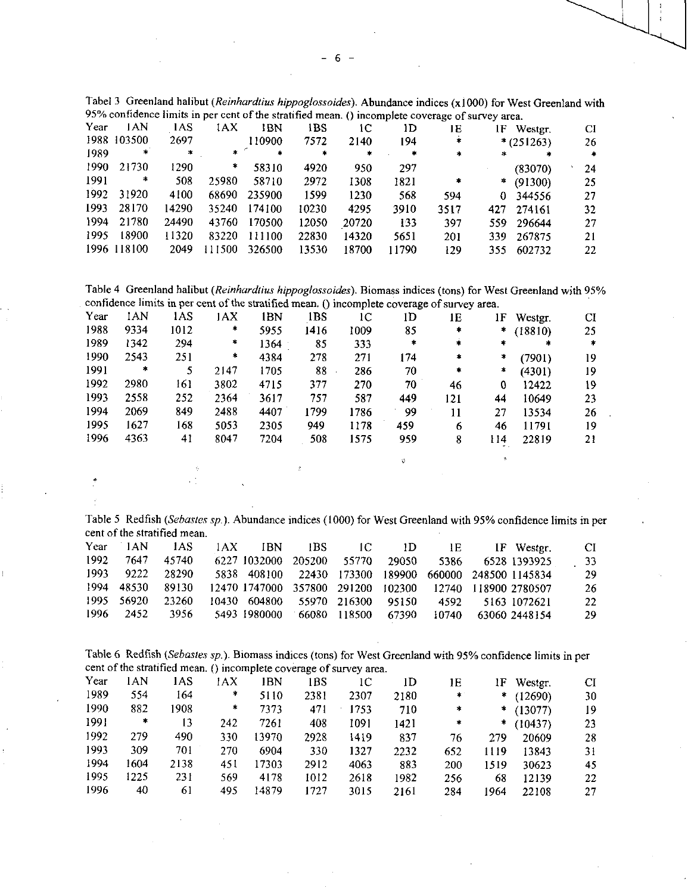Tabel 3 Greenland halibut (*Reinhardtius hippoglossoides*). Abundance indices (x1000) for West Greenland with 95% confidence limits in per cent of the stratified mean. () incomplete coverage of survey area.

| Year | 1AN | 1AS | 1AX | 1BN | 1BS | 1C | 1D | 1E | 1F | Westgr. | CI |
|---|---|---|---|---|---|---|---|---|---|---|---|
| 1988 | 103500 | 2697 | | 110900 | 7572 | 2140 | 194 | * | * | (251263) | 26 |
| 1989 | * | * | * | * | * | * | * | * | * | * | * |
| 1990 | 21730 | 1290 | * | 58310 | 4920 | 950 | 297 | | | (83070) | 24 |
| 1991 | * | 508 | 25980 | 58710 | 2972 | 1308 | 1821 | * | * | (91300) | 25 |
| 1992 | 31920 | 4100 | 68690 | 235900 | 1599 | 1230 | 568 | 594 | 0 | 344556 | 27 |
| 1993 | 28170 | 14290 | 35240 | 174100 | 10230 | 4295 | 3910 | 3517 | 427 | 274161 | 32 |
| 1994 | 21780 | 24490 | 43760 | 170500 | 12050 | 20720 | 133 | 397 | 559 | 296644 | 27 |
| 1995 | 18900 | 11320 | 83220 | 111100 | 22830 | 14320 | 5651 | 201 | 339 | 267875 | 21 |
| 1996 | 118100 | 2049 | 111500 | 326500 | 13530 | 18700 | 11790 | 129 | 355 | 602732 | 22 |

Table 4 Greenland halibut (*Reinhardtius hippoglossoides*). Biomass indices (tons) for West Greenland with 95% confidence limits in per cent of the stratified mean. () incomplete coverage of survey area.

| Year | 1AN | 1AS | 1AX | 1BN | 1BS | 1C | 1D | 1E | 1F | Westgr. | CI |
|---|---|---|---|---|---|---|---|---|---|---|---|
| 1988 | 9334 | 1012 | * | 5955 | 1416 | 1009 | 85 | * | * | (18810) | 25 |
| 1989 | 1342 | 294 | * | 1364 | 85 | 333 | * | * | * | * | * |
| 1990 | 2543 | 251 | * | 4384 | 278 | 271 | 174 | * | * | (7901) | 19 |
| 1991 | * | 5 | 2147 | 1705 | 88 | 286 | 70 | * | * | (4301) | 19 |
| 1992 | 2980 | 161 | 3802 | 4715 | 377 | 270 | 70 | 46 | 0 | 12422 | 19 |
| 1993 | 2558 | 252 | 2364 | 3617 | 757 | 587 | 449 | 121 | 44 | 10649 | 23 |
| 1994 | 2069 | 849 | 2488 | 4407 | 1799 | 1786 | 99 | 11 | 27 | 13534 | 26 |
| 1995 | 1627 | 168 | 5053 | 2305 | 949 | 1178 | 459 | 6 | 46 | 11791 | 19 |
| 1996 | 4363 | 41 | 8047 | 7204 | 508 | 1575 | 959 | 8 | 114 | 22819 | 21 |

Table 5 Redfish (*Sebastes sp.*). Abundance indices (1000) for West Greenland with 95% confidence limits in per cent of the stratified mean.

| Year | 1AN | 1AS | 1AX | 1BN | 1BS | 1C | 1D | 1E | 1F | Westgr. | CI |
|---|---|---|---|---|---|---|---|---|---|---|---|
| 1992 | 7647 | 45740 | 6227 | 1032000 | 205200 | 55770 | 29050 | 5386 | 6528 | 1393925 | 33 |
| 1993 | 9222 | 28290 | 5838 | 408100 | 22430 | 173300 | 189900 | 660000 | 248500 | 1145834 | 29 |
| 1994 | 48530 | 89130 | 12470 | 1747000 | 357800 | 291200 | 102300 | 12740 | 118900 | 2780507 | 26 |
| 1995 | 56920 | 23260 | 10430 | 604800 | 55970 | 216300 | 95150 | 4592 | 5163 | 1072621 | 22 |
| 1996 | 2452 | 3956 | 5493 | 1980000 | 66080 | 118500 | 67390 | 10740 | 63060 | 2448154 | 29 |

Table 6 Redfish (*Sebastes sp.*). Biomass indices (tons) for West Greenland with 95% confidence limits in per cent of the stratified mean. () incomplete coverage of survey area.

| Year | 1AN | 1AS | 1AX | 1BN | 1BS | 1C | 1D | 1E | 1F | Westgr. | CI |
|---|---|---|---|---|---|---|---|---|---|---|---|
| 1989 | 554 | 164 | * | 5110 | 2381 | 2307 | 2180 | * | * | (12690) | 30 |
| 1990 | 882 | 1908 | * | 7373 | 471 | 1753 | 710 | * | * | (13077) | 19 |
| 1991 | * | 13 | 242 | 7261 | 408 | 1091 | 1421 | * | * | (10437) | 23 |
| 1992 | 279 | 490 | 330 | 13970 | 2928 | 1419 | 837 | 76 | 279 | 20609 | 28 |
| 1993 | 309 | 701 | 270 | 6904 | 330 | 1327 | 2232 | 652 | 1119 | 13843 | 31 |
| 1994 | 1604 | 2138 | 451 | 17303 | 2912 | 4063 | 883 | 200 | 1519 | 30623 | 45 |
| 1995 | 1225 | 231 | 569 | 4178 | 1012 | 2618 | 1982 | 256 | 68 | 12139 | 22 |
| 1996 | 40 | 61 | 495 | 14879 | 1727 | 3015 | 2161 | 284 | 1964 | 22108 | 27 |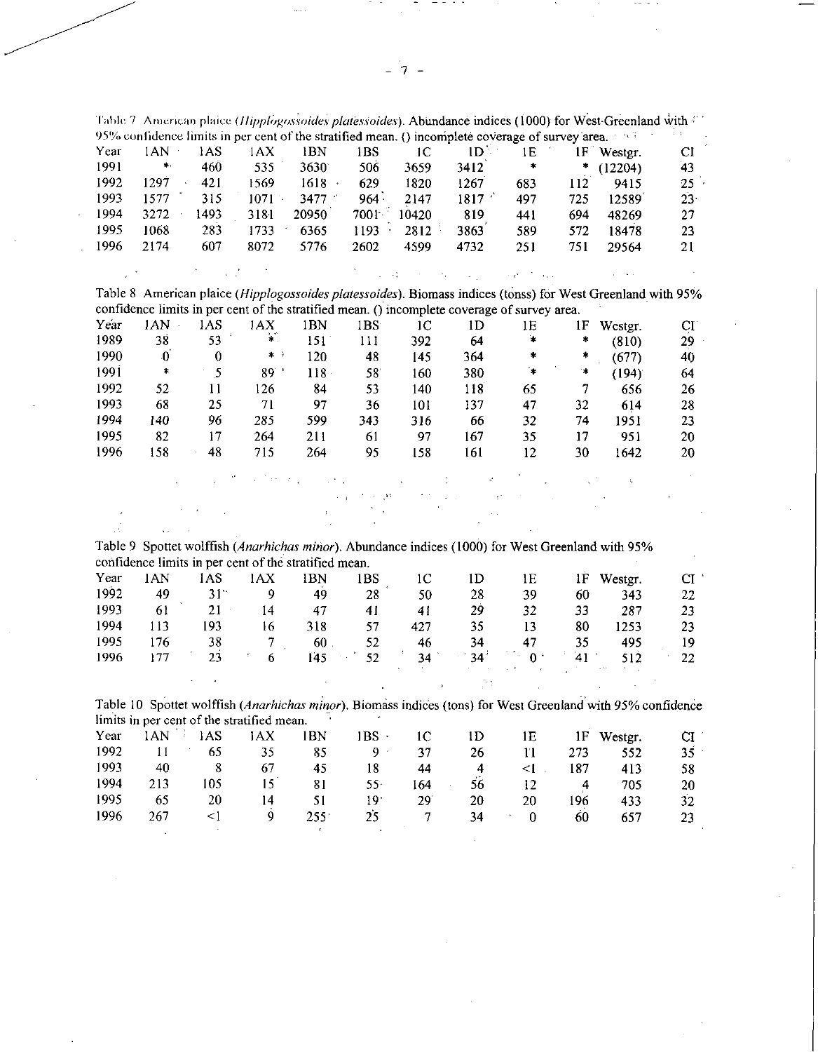Table 7 American plaice (*Hippglossoides platessoides*). Abundance indices (1000) for West-Greenland with 95% confidence limits in per cent of the stratified mean. () incomplete coverage of survey area.

| Year | 1AN | 1AS | 1AX | 1BN | 1BS | 1C | 1D | 1E | 1F | Westgr. | CI |
|---|---|---|---|---|---|---|---|---|---|---|---|
| 1991 | * | 460 | 535 | 3630 | 506 | 3659 | 3412 | * | * | (12204) | 43 |
| 1992 | 1297 | 421 | 1569 | 1618 | 629 | 1820 | 1267 | 683 | 112 | 9415 | 25 |
| 1993 | 1577 | 315 | 1071 | 3477 | 964 | 2147 | 1817 | 497 | 725 | 12589 | 23 |
| 1994 | 3272 | 1493 | 3181 | 20950 | 7001 | 10420 | 819 | 441 | 694 | 48269 | 27 |
| 1995 | 1068 | 283 | 1733 | 6365 | 1193 | 2812 | 3863 | 589 | 572 | 18478 | 23 |
| 1996 | 2174 | 607 | 8072 | 5776 | 2602 | 4599 | 4732 | 251 | 751 | 29564 | 21 |

Table 8 American plaice (*Hipplogossoides platessoides*). Biomass indices (tonss) for West Greenland with 95% confidence limits in per cent of the stratified mean. () incomplete coverage of survey area.

| Year | 1AN | 1AS | 1AX | 1BN | 1BS | 1C | 1D | 1E | 1F | Westgr. | CI |
|---|---|---|---|---|---|---|---|---|---|---|---|
| 1989 | 38 | 53 | * | 151 | 111 | 392 | 64 | * | * | (810) | 29 |
| 1990 | 0 | 0 | * | 120 | 48 | 145 | 364 | * | * | (677) | 40 |
| 1991 | * | 5 | 89 | 118 | 58 | 160 | 380 | * | * | (194) | 64 |
| 1992 | 52 | 11 | 126 | 84 | 53 | 140 | 118 | 65 | 7 | 656 | 26 |
| 1993 | 68 | 25 | 71 | 97 | 36 | 101 | 137 | 47 | 32 | 614 | 28 |
| 1994 | 140 | 96 | 285 | 599 | 343 | 316 | 66 | 32 | 74 | 1951 | 23 |
| 1995 | 82 | 17 | 264 | 211 | 61 | 97 | 167 | 35 | 17 | 951 | 20 |
| 1996 | 158 | 48 | 715 | 264 | 95 | 158 | 161 | 12 | 30 | 1642 | 20 |

Table 9 Spottet wolffish (*Anarhichas minor*). Abundance indices (1000) for West Greenland with 95% confidence limits in per cent of the stratified mean.

| Year | 1AN | 1AS | 1AX | 1BN | 1BS | 1C | 1D | 1E | 1F | Westgr. | CI |
|---|---|---|---|---|---|---|---|---|---|---|---|
| 1992 | 49 | 31 | 9 | 49 | 28 | 50 | 28 | 39 | 60 | 343 | 22 |
| 1993 | 61 | 21 | 14 | 47 | 41 | 41 | 29 | 32 | 33 | 287 | 23 |
| 1994 | 113 | 193 | 16 | 318 | 57 | 427 | 35 | 13 | 80 | 1253 | 23 |
| 1995 | 176 | 38 | 7 | 60 | 52 | 46 | 34 | 47 | 35 | 495 | 19 |
| 1996 | 177 | 23 | 6 | 145 | 52 | 34 | 34 | 0 | 41 | 512 | 22 |

Table 10 Spottet wolffish (*Anarhichas minor*). Biomass indices (tons) for West Greenland with 95% confidence limits in per cent of the stratified mean.

| Year | 1AN | 1AS | 1AX | 1BN | 1BS | 1C | 1D | 1E | 1F | Westgr. | CI |
|---|---|---|---|---|---|---|---|---|---|---|---|
| 1992 | 11 | 65 | 35 | 85 | 9 | 37 | 26 | 11 | 273 | 552 | 35 |
| 1993 | 40 | 8 | 67 | 45 | 18 | 44 | 4 | <1 | 187 | 413 | 58 |
| 1994 | 213 | 105 | 15 | 81 | 55 | 164 | 56 | 12 | 4 | 705 | 20 |
| 1995 | 65 | 20 | 14 | 51 | 19 | 29 | 20 | 20 | 196 | 433 | 32 |
| 1996 | 267 | <1 | 9 | 255 | 25 | 7 | 34 | 0 | 60 | 657 | 23 |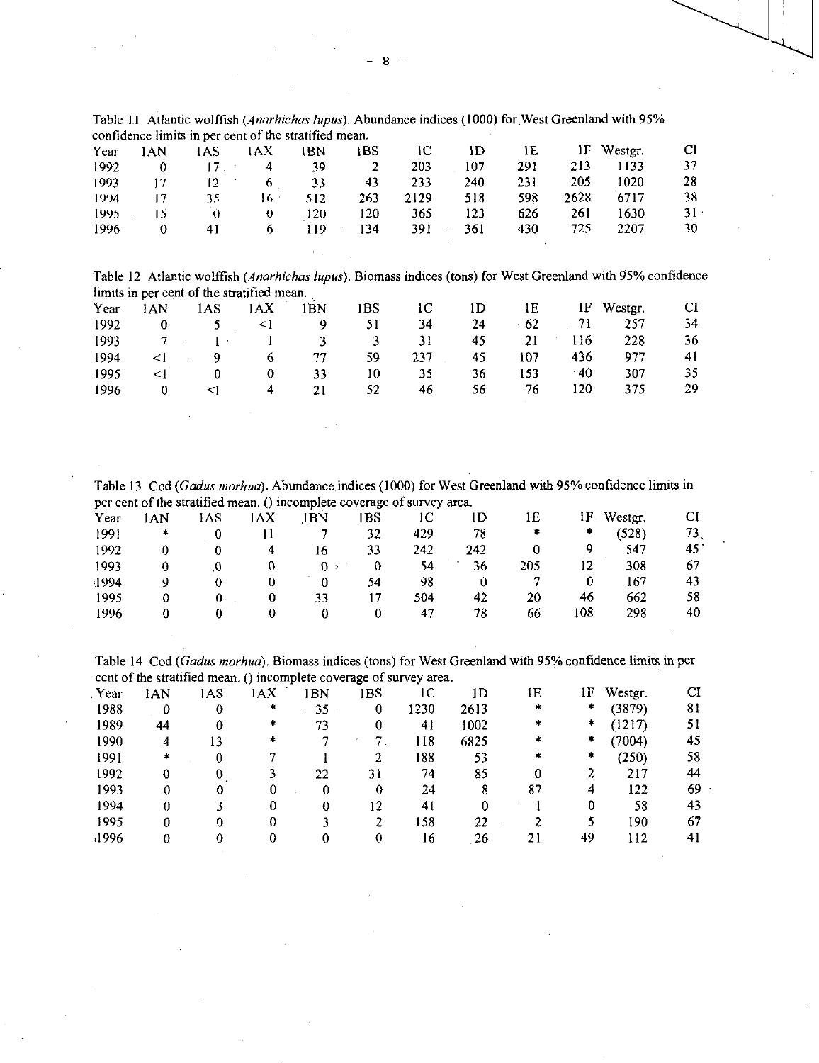Table 11 Atlantic wolffish (*Anarhichas lupus*). Abundance indices (1000) for West Greenland with 95% confidence limits in per cent of the stratified mean.

| Year | 1AN | 1AS | 1AX | 1BN | 1BS | 1C | 1D | 1E | 1F | Westgr. | CI |
|---|---|---|---|---|---|---|---|---|---|---|---|
| 1992 | 0 | 17 | 4 | 39 | 2 | 203 | 107 | 291 | 213 | 1133 | 37 |
| 1993 | 17 | 12 | 6 | 33 | 43 | 233 | 240 | 231 | 205 | 1020 | 28 |
| 1994 | 17 | 35 | 16 | 512 | 263 | 2129 | 518 | 598 | 2628 | 6717 | 38 |
| 1995 | 15 | 0 | 0 | 120 | 120 | 365 | 123 | 626 | 261 | 1630 | 31 |
| 1996 | 0 | 41 | 6 | 119 | 134 | 391 | 361 | 430 | 725 | 2207 | 30 |

Table 12 Atlantic wolffish (*Anarhichas lupus*). Biomass indices (tons) for West Greenland with 95% confidence limits in per cent of the stratified mean.

| Year | 1AN | 1AS | 1AX | 1BN | 1BS | 1C | 1D | 1E | 1F | Westgr. | CI |
|---|---|---|---|---|---|---|---|---|---|---|---|
| 1992 | 0 | 5 | <1 | 9 | 51 | 34 | 24 | 62 | 71 | 257 | 34 |
| 1993 | 7 | 1 | 1 | 3 | 3 | 31 | 45 | 21 | 116 | 228 | 36 |
| 1994 | <1 | 9 | 6 | 77 | 59 | 237 | 45 | 107 | 436 | 977 | 41 |
| 1995 | <1 | 0 | 0 | 33 | 10 | 35 | 36 | 153 | 40 | 307 | 35 |
| 1996 | 0 | <1 | 4 | 21 | 52 | 46 | 56 | 76 | 120 | 375 | 29 |

Table 13 Cod (*Gadus morhua*). Abundance indices (1000) for West Greenland with 95% confidence limits in per cent of the stratified mean. () incomplete coverage of survey area.

| Year | 1AN | 1AS | 1AX | 1BN | 1BS | 1C | 1D | 1E | 1F | Westgr. | CI |
|---|---|---|---|---|---|---|---|---|---|---|---|
| 1991 | * | 0 | 11 | 7 | 32 | 429 | 78 | * | * | (528) | 73 |
| 1992 | 0 | 0 | 4 | 16 | 33 | 242 | 242 | 0 | 9 | 547 | 45 |
| 1993 | 0 | 0 | 0 | 0 | 0 | 54 | 36 | 205 | 12 | 308 | 67 |
| 1994 | 9 | 0 | 0 | 0 | 54 | 98 | 0 | 7 | 0 | 167 | 43 |
| 1995 | 0 | 0 | 0 | 33 | 17 | 504 | 42 | 20 | 46 | 662 | 58 |
| 1996 | 0 | 0 | 0 | 0 | 0 | 47 | 78 | 66 | 108 | 298 | 40 |

Table 14 Cod (*Gadus morhua*). Biomass indices (tons) for West Greenland with 95% confidence limits in per cent of the stratified mean. () incomplete coverage of survey area.

| Year | 1AN | 1AS | 1AX | 1BN | 1BS | 1C | 1D | 1E | 1F | Westgr. | CI |
|---|---|---|---|---|---|---|---|---|---|---|---|
| 1988 | 0 | 0 | * | 35 | 0 | 1230 | 2613 | * | * | (3879) | 81 |
| 1989 | 44 | 0 | * | 73 | 0 | 41 | 1002 | * | * | (1217) | 51 |
| 1990 | 4 | 13 | * | 7 | 7 | 118 | 6825 | * | * | (7004) | 45 |
| 1991 | * | 0 | 7 | 1 | 2 | 188 | 53 | * | * | (250) | 58 |
| 1992 | 0 | 0 | 3 | 22 | 31 | 74 | 85 | 0 | 2 | 217 | 44 |
| 1993 | 0 | 0 | 0 | 0 | 0 | 24 | 8 | 87 | 4 | 122 | 69 |
| 1994 | 0 | 3 | 0 | 0 | 12 | 41 | 0 | 1 | 0 | 58 | 43 |
| 1995 | 0 | 0 | 0 | 3 | 2 | 158 | 22 | 2 | 5 | 190 | 67 |
| 1996 | 0 | 0 | 0 | 0 | 0 | 16 | 26 | 21 | 49 | 112 | 41 |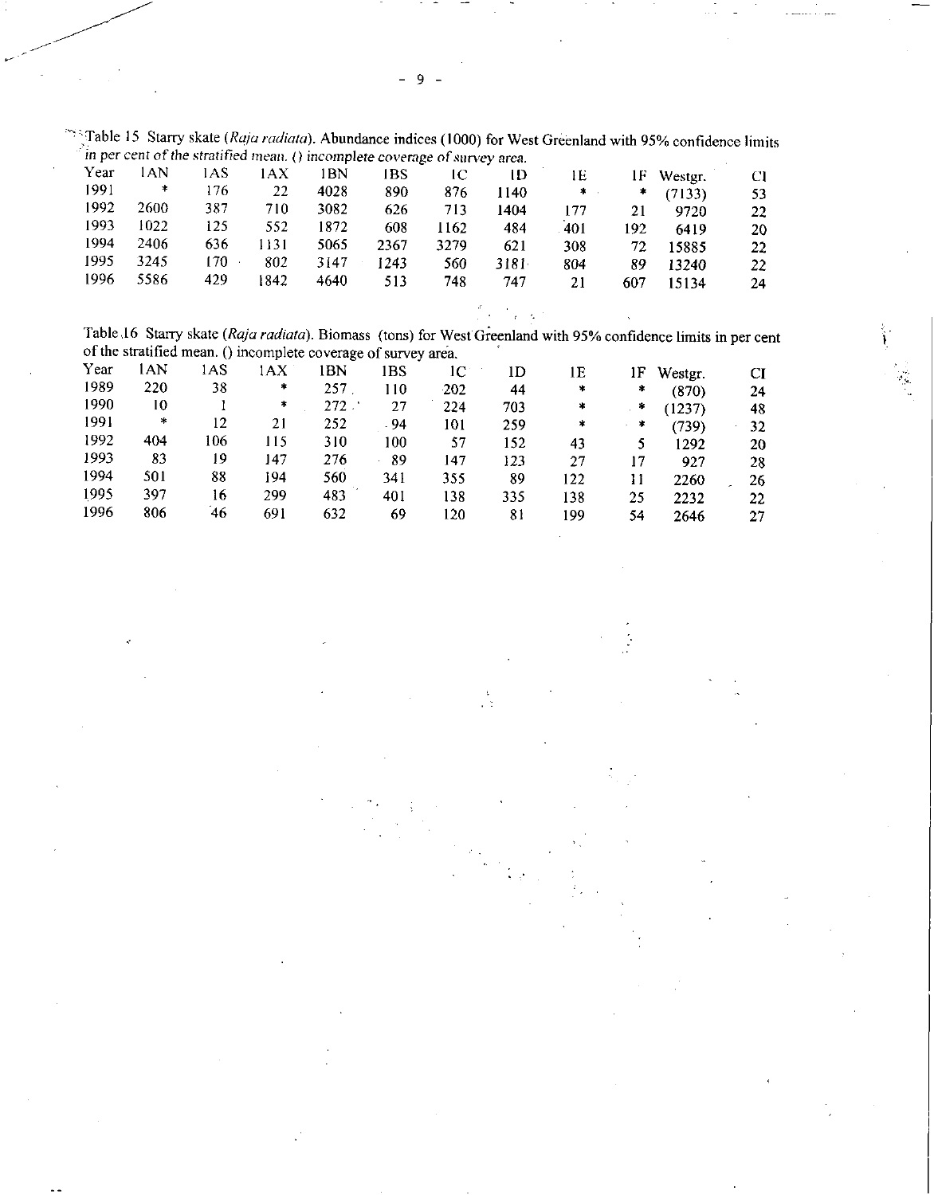Table 15 Starry skate (*Raja radiata*). Abundance indices (1000) for West Greenland with 95% confidence limits in per cent of the stratified mean. () incomplete coverage of survey area.

| Year | 1AN | 1AS | 1AX | 1BN | 1BS | 1C | 1D | 1E | 1F | Westgr. | CI |
|---|---|---|---|---|---|---|---|---|---|---|---|
| 1991 | * | 176 | 22 | 4028 | 890 | 876 | 1140 | * | * | (7133) | 53 |
| 1992 | 2600 | 387 | 710 | 3082 | 626 | 713 | 1404 | 177 | 21 | 9720 | 22 |
| 1993 | 1022 | 125 | 552 | 1872 | 608 | 1162 | 484 | 401 | 192 | 6419 | 20 |
| 1994 | 2406 | 636 | 1131 | 5065 | 2367 | 3279 | 621 | 308 | 72 | 15885 | 22 |
| 1995 | 3245 | 170 | 802 | 3147 | 1243 | 560 | 3181 | 804 | 89 | 13240 | 22 |
| 1996 | 5586 | 429 | 1842 | 4640 | 513 | 748 | 747 | 21 | 607 | 15134 | 24 |

Table 16 Starry skate (*Raja radiata*). Biomass (tons) for West Greenland with 95% confidence limits in per cent of the stratified mean. () incomplete coverage of survey area.

| Year | 1AN | 1AS | 1AX | 1BN | 1BS | 1C | 1D | 1E | 1F | Westgr. | CI |
|---|---|---|---|---|---|---|---|---|---|---|---|
| 1989 | 220 | 38 | * | 257 | 110 | 202 | 44 | * | * | (870) | 24 |
| 1990 | 10 | 1 | * | 272 | 27 | 224 | 703 | * | * | (1237) | 48 |
| 1991 | * | 12 | 21 | 252 | 94 | 101 | 259 | * | * | (739) | 32 |
| 1992 | 404 | 106 | 115 | 310 | 100 | 57 | 152 | 43 | 5 | 1292 | 20 |
| 1993 | 83 | 19 | 147 | 276 | 89 | 147 | 123 | 27 | 17 | 927 | 28 |
| 1994 | 501 | 88 | 194 | 560 | 341 | 355 | 89 | 122 | 11 | 2260 | 26 |
| 1995 | 397 | 16 | 299 | 483 | 401 | 138 | 335 | 138 | 25 | 2232 | 22 |
| 1996 | 806 | 46 | 691 | 632 | 69 | 120 | 81 | 199 | 54 | 2646 | 27 |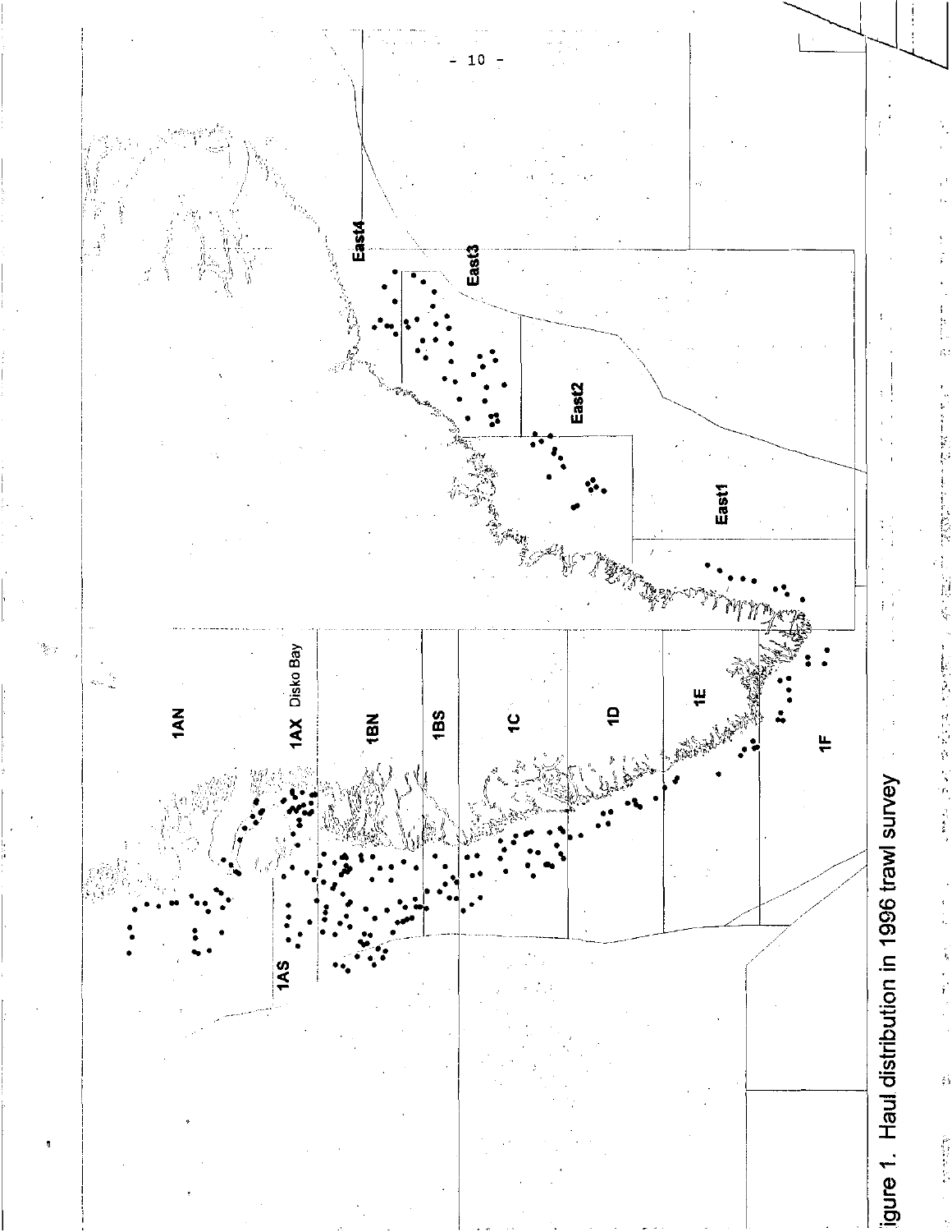1AN

1AX Disko Bay

1AS

1BN

1BS

1C

1D

1E

1F

East1

East2

East3

East4

Figure 1. Haul distribution in 1996 trawl survey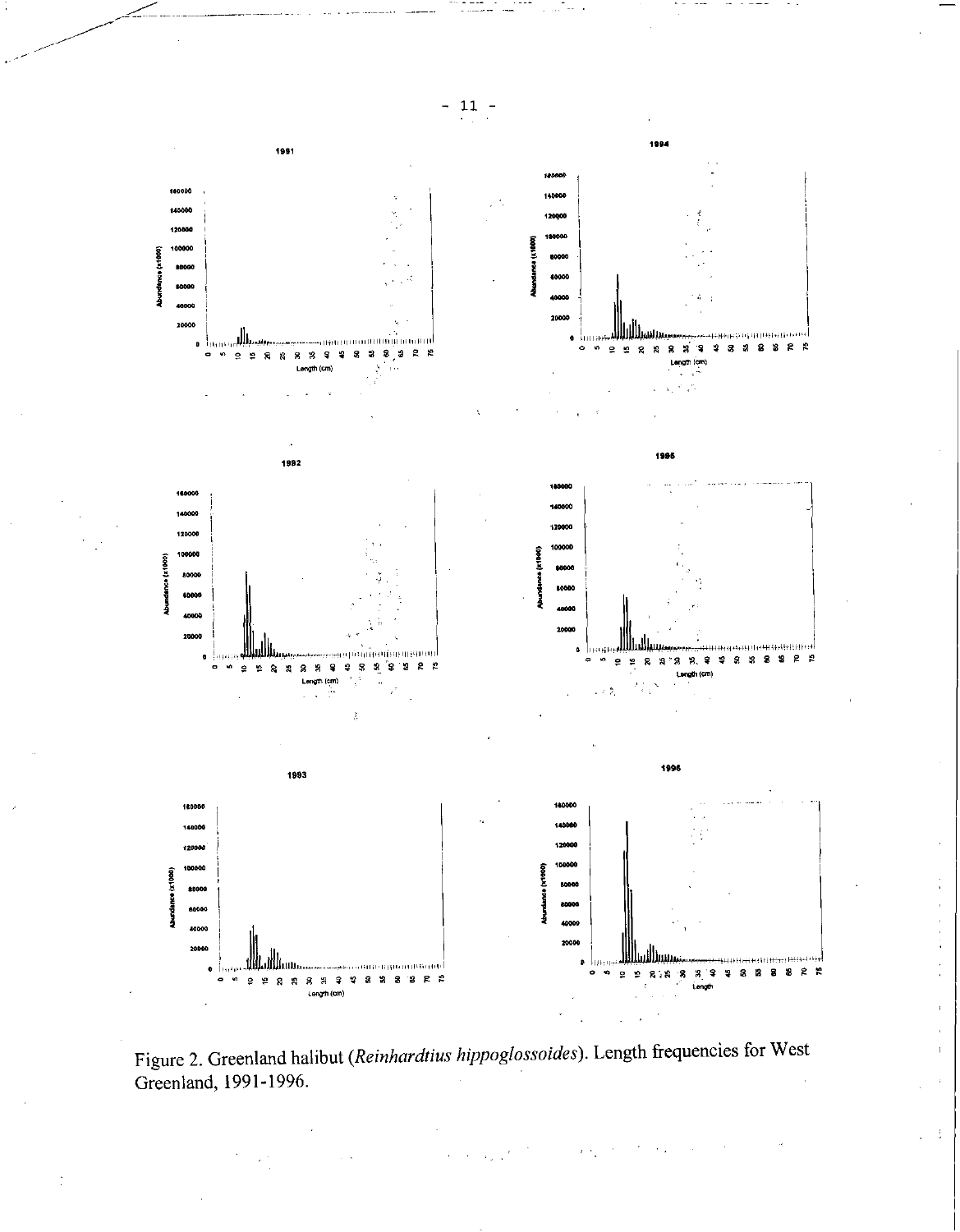Figure 2. Greenland halibut (*Reinhardtius hippoglossoides*). Length frequencies for West Greenland, 1991-1996.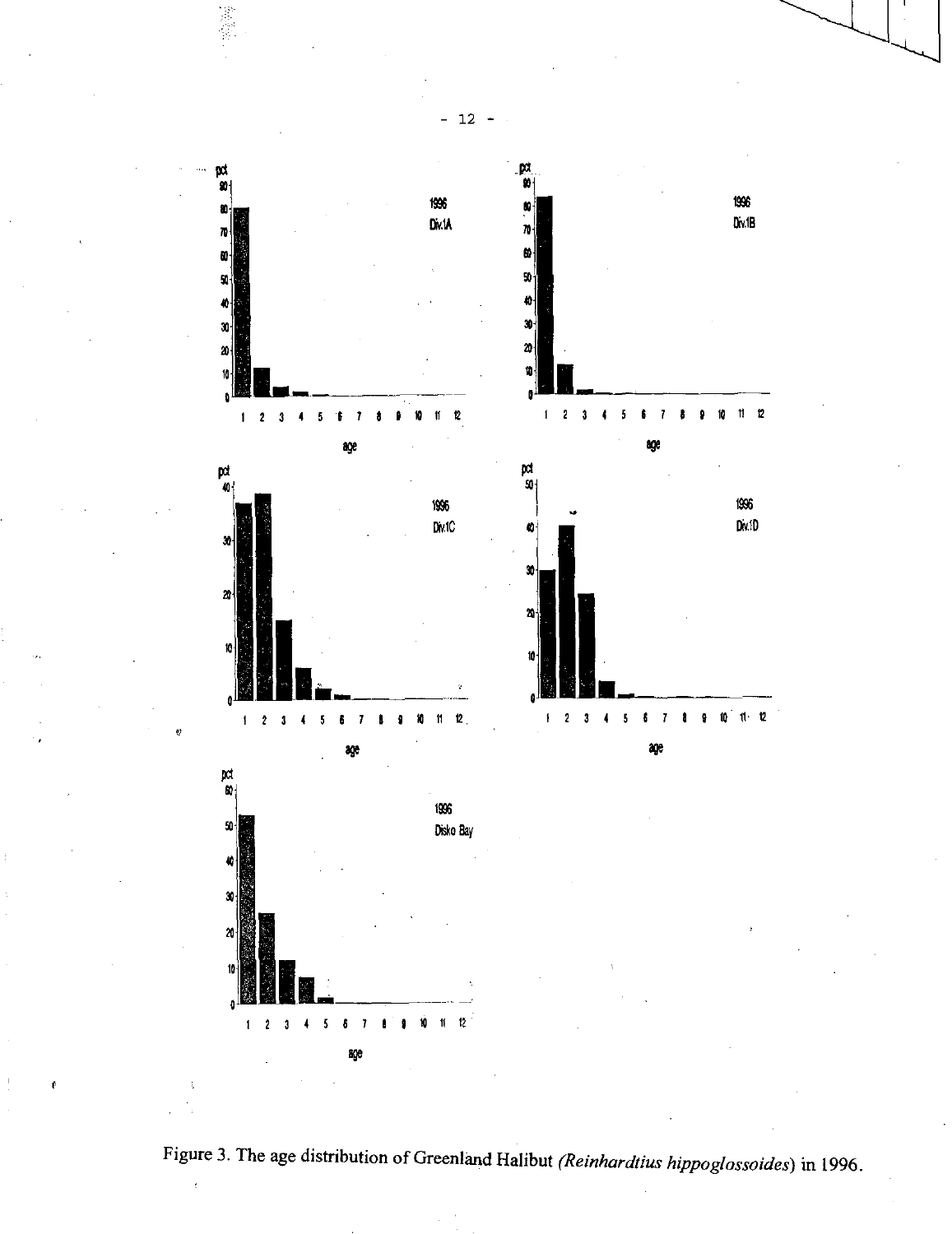Figure 3. The age distribution of Greenland Halibut *(Reinhardtius hippoglossoides)* in 1996.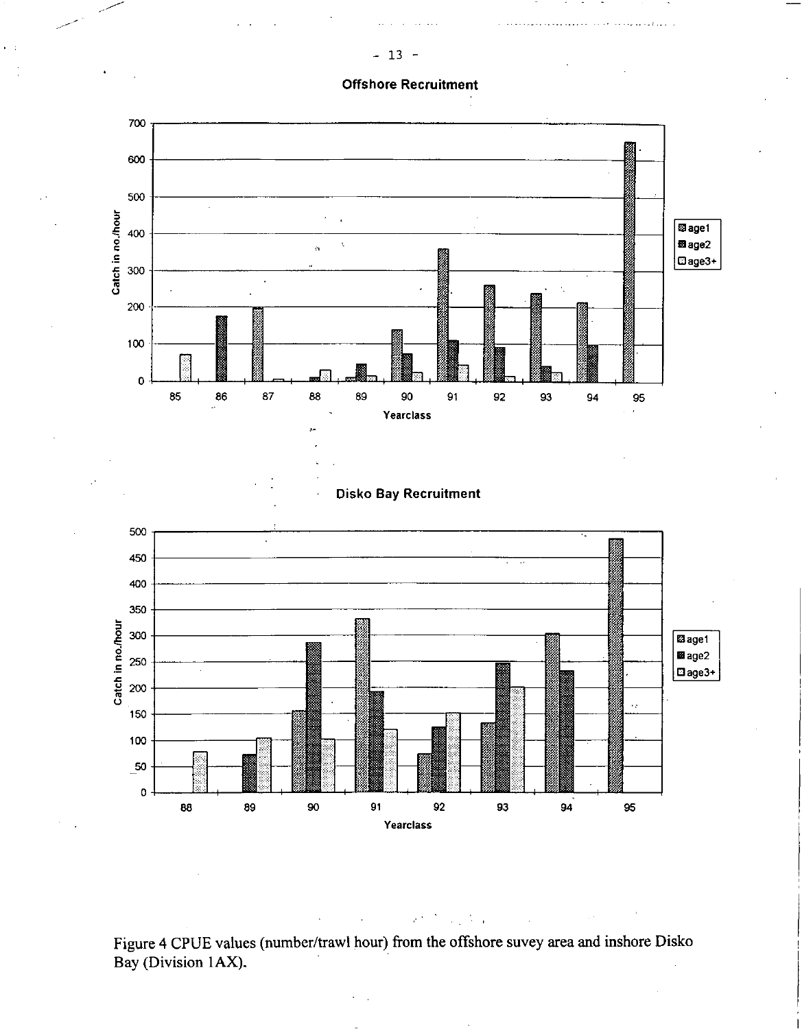**Offshore Recruitment**

**Disko Bay Recruitment**

Figure 4 CPUE values (number/trawl hour) from the offshore suvey area and inshore Disko Bay (Division 1AX).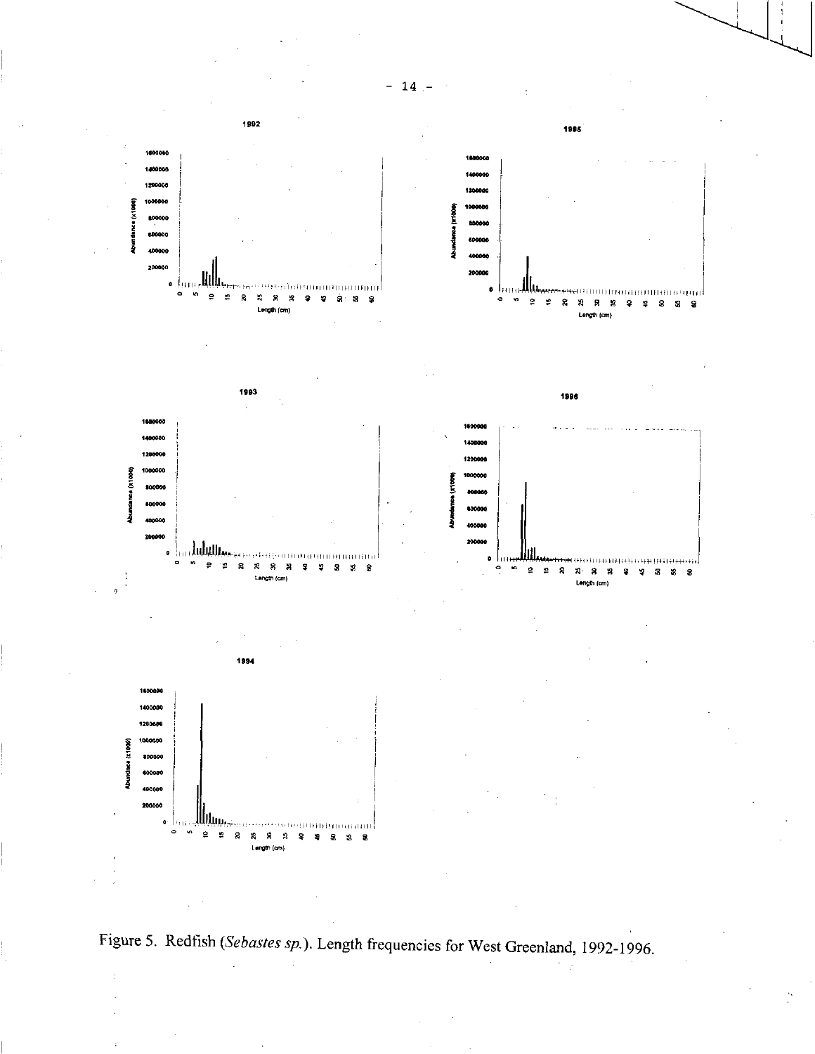Figure 5. Redfish (*Sebastes sp.*). Length frequencies for West Greenland, 1992-1996.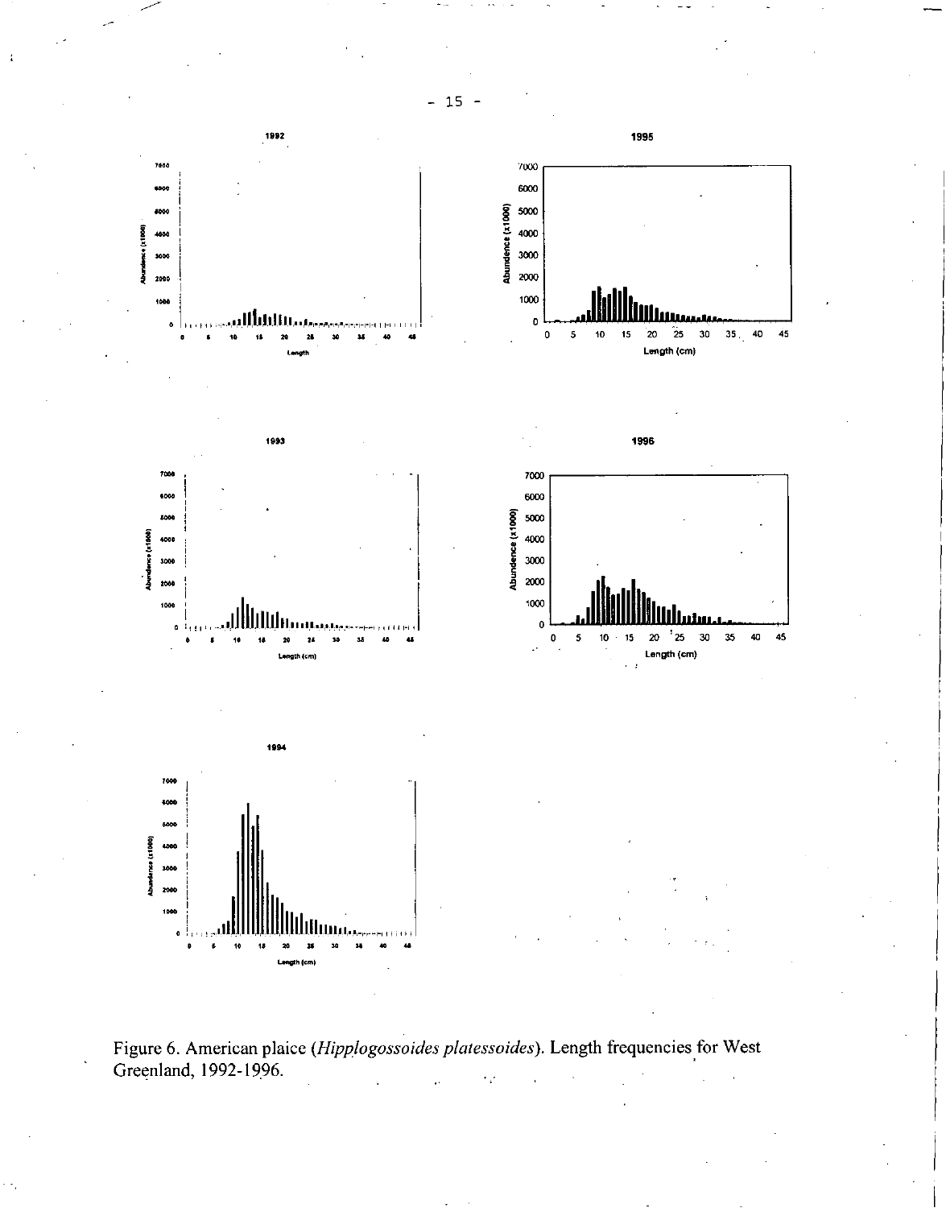Figure 6. American plaice (*Hipplogossoides platessoides*). Length frequencies for West Greenland, 1992-1996.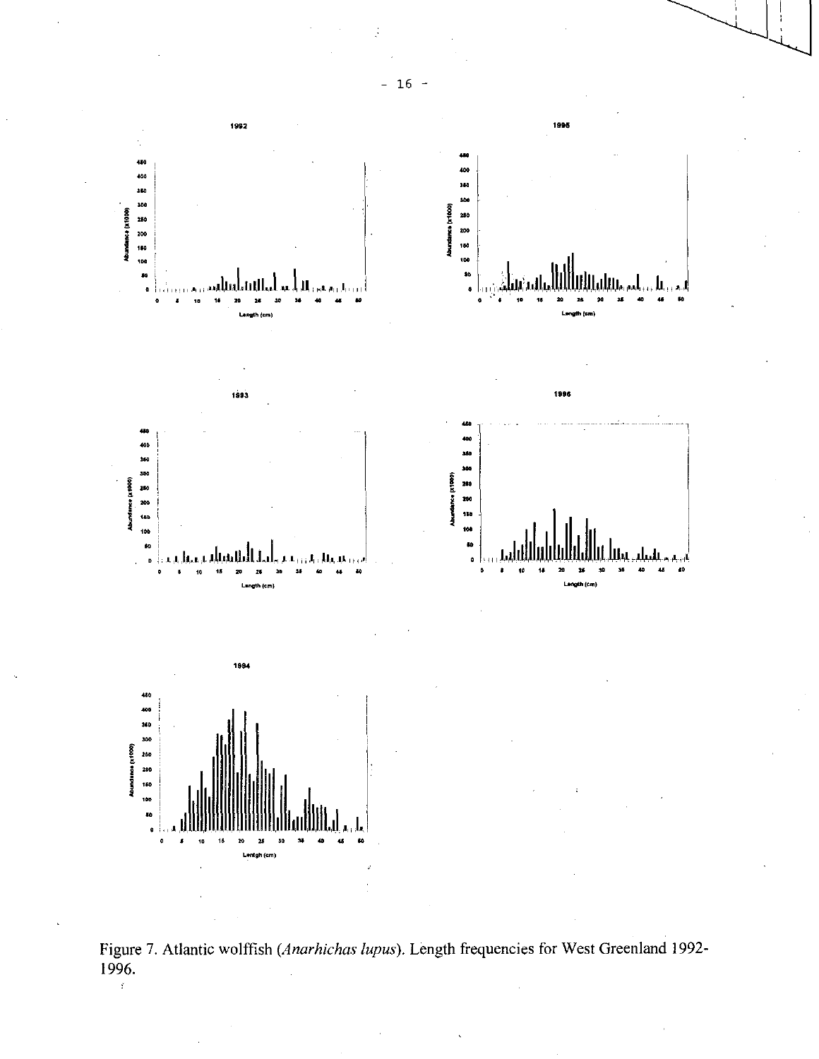Figure 7. Atlantic wolffish (*Anarhichas lupus*). Length frequencies for West Greenland 1992-1996.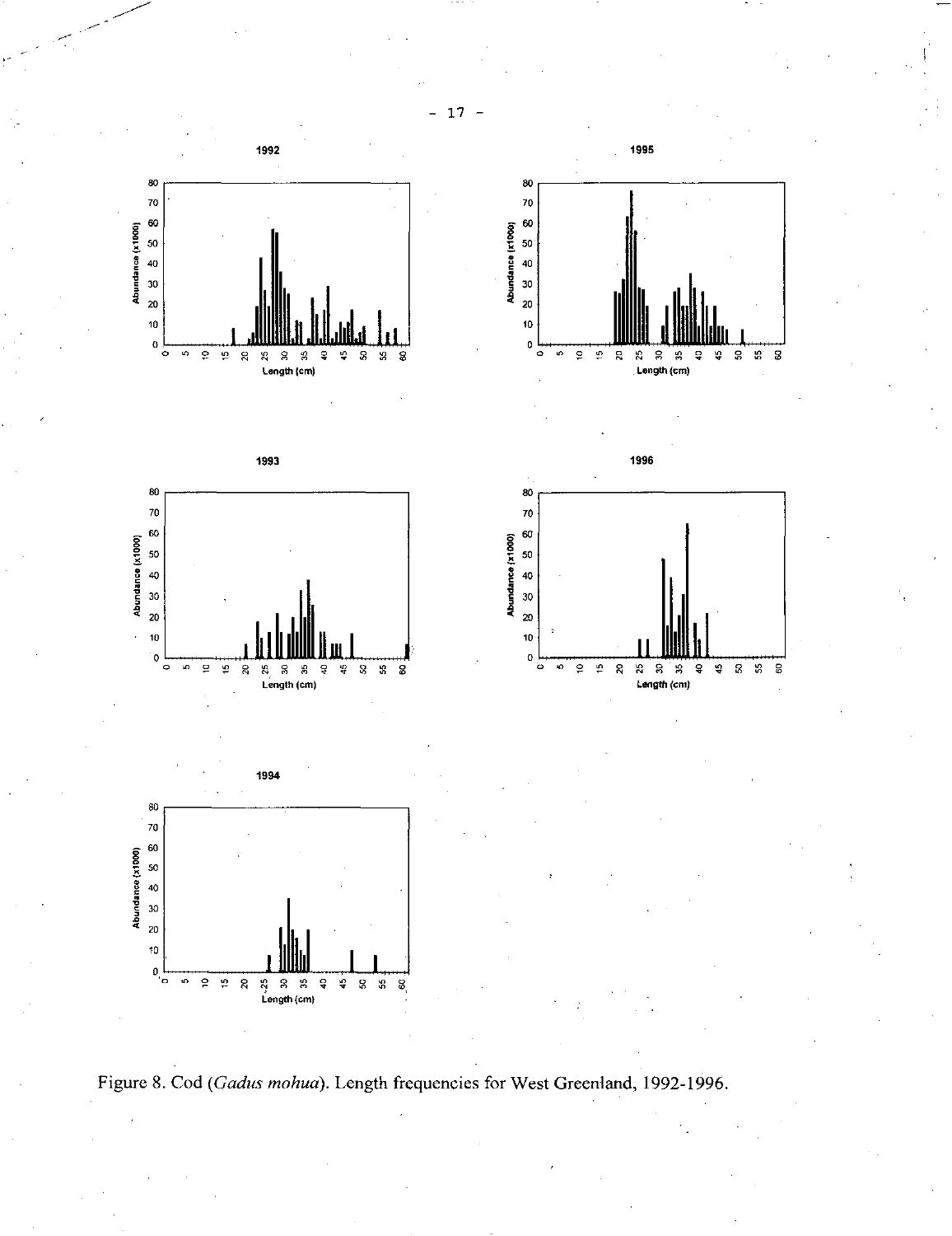1992

Abundance (x1000)

Length (cm)

1995

Abundance (x1000)

Length (cm)

1993

Abundance (x1000)

Length (cm)

1996

Abundance (x1000)

Length (cm)

1994

Abundance (x1000)

Length (cm)

Figure 8. Cod (*Gadus mohua*). Length frequencies for West Greenland, 1992-1996.